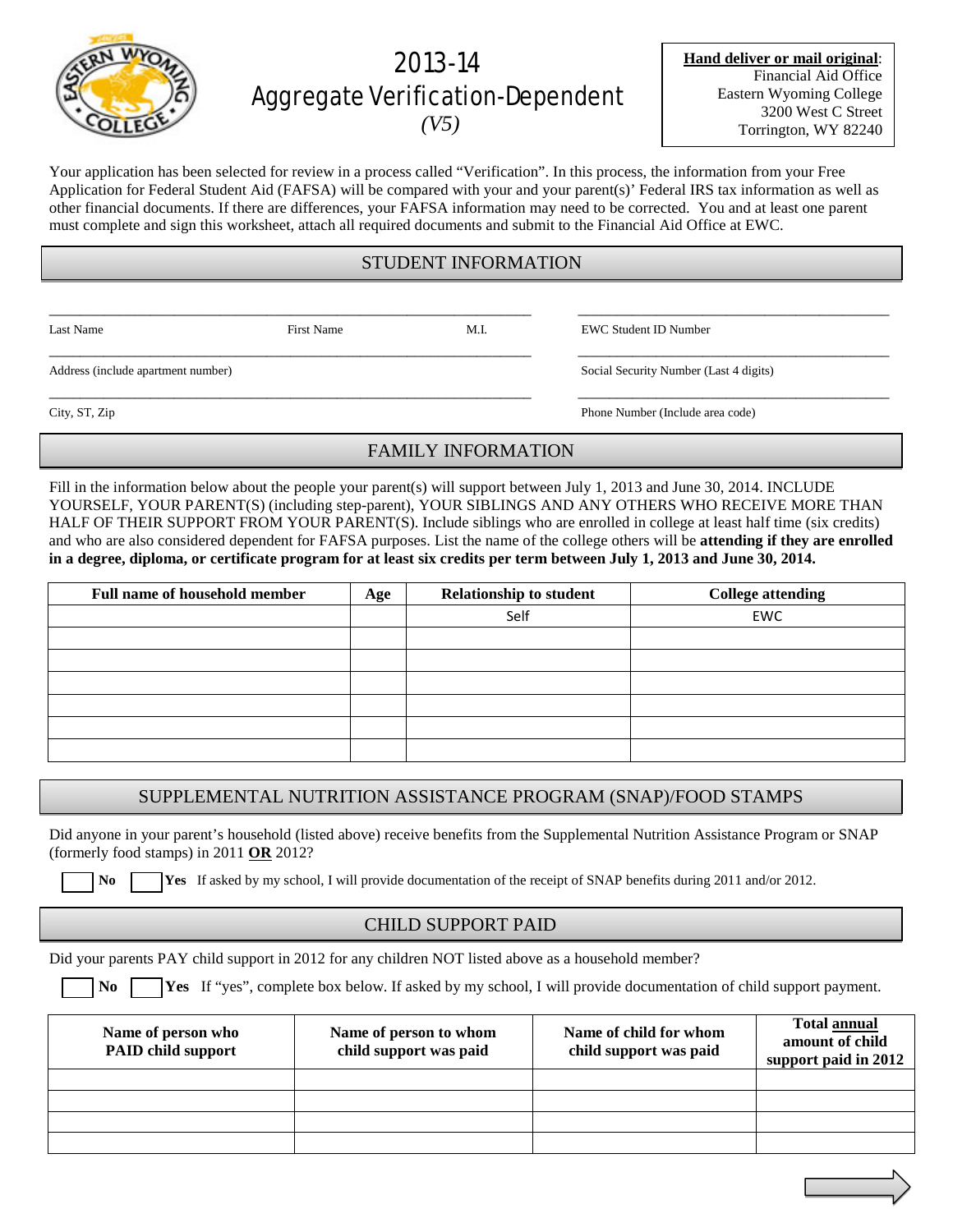# 2013-14 Aggregate Verification-Dependent

*(V5)*

**Hand deliver or mail original**:
Financial Aid Office
Eastern Wyoming College
3200 West C Street
Torrington, WY 82240

Your application has been selected for review in a process called "Verification". In this process, the information from your Free Application for Federal Student Aid (FAFSA) will be compared with your and your parent(s)' Federal IRS tax information as well as other financial documents. If there are differences, your FAFSA information may need to be corrected. You and at least one parent must complete and sign this worksheet, attach all required documents and submit to the Financial Aid Office at EWC.

## STUDENT INFORMATION

\_\_\_\_\_\_\_\_\_\_\_\_\_\_\_\_\_\_\_\_\_\_\_\_\_\_\_\_\_\_\_\_\_\_\_\_\_\_\_\_\_\_\_\_\_\_\_\_\_\_\_\_\_\_\_\_\_\_
Last Name First Name M.I.

\_\_\_\_\_\_\_\_\_\_\_\_\_\_\_\_\_\_\_\_\_\_\_\_\_\_\_\_\_\_\_\_\_\_\_\_\_\_\_\_
EWC Student ID Number

\_\_\_\_\_\_\_\_\_\_\_\_\_\_\_\_\_\_\_\_\_\_\_\_\_\_\_\_\_\_\_\_\_\_\_\_\_\_\_\_\_\_\_\_\_\_\_\_\_\_\_\_\_\_\_\_\_\_
Address (include apartment number)

\_\_\_\_\_\_\_\_\_\_\_\_\_\_\_\_\_\_\_\_\_\_\_\_\_\_\_\_\_\_\_\_\_\_\_\_\_\_\_\_
Social Security Number (Last 4 digits)

\_\_\_\_\_\_\_\_\_\_\_\_\_\_\_\_\_\_\_\_\_\_\_\_\_\_\_\_\_\_\_\_\_\_\_\_\_\_\_\_\_\_\_\_\_\_\_\_\_\_\_\_\_\_\_\_\_\_
City, ST, Zip

\_\_\_\_\_\_\_\_\_\_\_\_\_\_\_\_\_\_\_\_\_\_\_\_\_\_\_\_\_\_\_\_\_\_\_\_\_\_\_\_
Phone Number (Include area code)

## FAMILY INFORMATION

Fill in the information below about the people your parent(s) will support between July 1, 2013 and June 30, 2014. INCLUDE YOURSELF, YOUR PARENT(S) (including step-parent), YOUR SIBLINGS AND ANY OTHERS WHO RECEIVE MORE THAN HALF OF THEIR SUPPORT FROM YOUR PARENT(S). Include siblings who are enrolled in college at least half time (six credits) and who are also considered dependent for FAFSA purposes. List the name of the college others will be **attending if they are enrolled in a degree, diploma, or certificate program for at least six credits per term between July 1, 2013 and June 30, 2014.**

| Full name of household member | Age | Relationship to student | College attending |
|---|---|---|---|
| | | Self | EWC |
| | | | |
| | | | |
| | | | |
| | | | |
| | | | |
| | | | |

## SUPPLEMENTAL NUTRITION ASSISTANCE PROGRAM (SNAP)/FOOD STAMPS

Did anyone in your parent's household (listed above) receive benefits from the Supplemental Nutrition Assistance Program or SNAP (formerly food stamps) in 2011 **OR** 2012?

☐ **No** ☐ **Yes** If asked by my school, I will provide documentation of the receipt of SNAP benefits during 2011 and/or 2012.

## CHILD SUPPORT PAID

Did your parents PAY child support in 2012 for any children NOT listed above as a household member?

☐ **No** ☐ **Yes** If "yes", complete box below. If asked by my school, I will provide documentation of child support payment.

| Name of person who PAID child support | Name of person to whom child support was paid | Name of child for whom child support was paid | Total annual amount of child support paid in 2012 |
|---|---|---|---|
| | | | |
| | | | |
| | | | |
| | | | |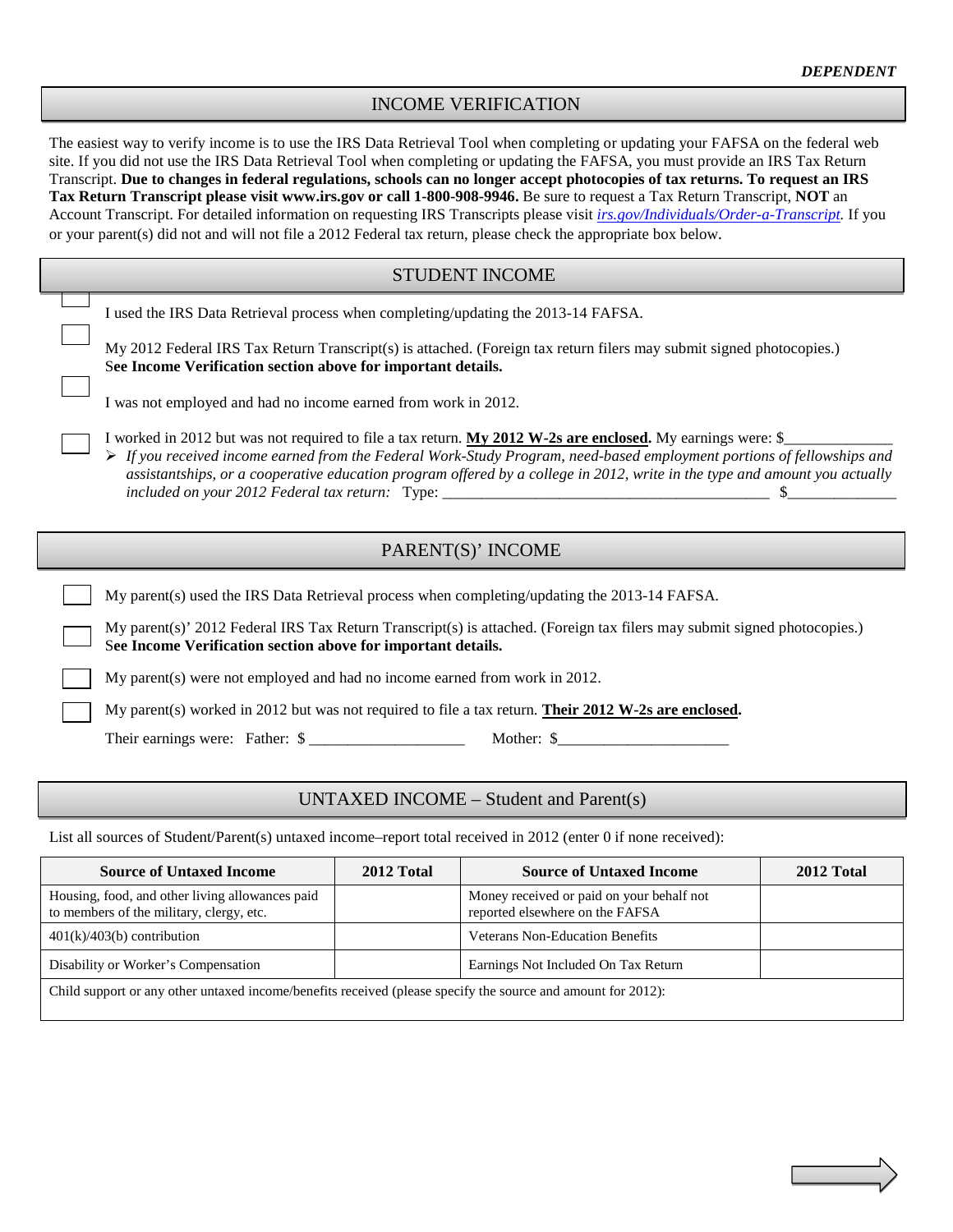*DEPENDENT*

## INCOME VERIFICATION

The easiest way to verify income is to use the IRS Data Retrieval Tool when completing or updating your FAFSA on the federal web site. If you did not use the IRS Data Retrieval Tool when completing or updating the FAFSA, you must provide an IRS Tax Return Transcript. **Due to changes in federal regulations, schools can no longer accept photocopies of tax returns. To request an IRS Tax Return Transcript please visit www.irs.gov or call 1-800-908-9946.** Be sure to request a Tax Return Transcript, **NOT** an Account Transcript. For detailed information on requesting IRS Transcripts please visit *irs.gov/Individuals/Order-a-Transcript.* If you or your parent(s) did not and will not file a 2012 Federal tax return, please check the appropriate box below.

## STUDENT INCOME

☐ I used the IRS Data Retrieval process when completing/updating the 2013-14 FAFSA.

☐ My 2012 Federal IRS Tax Return Transcript(s) is attached. (Foreign tax return filers may submit signed photocopies.) S**ee Income Verification section above for important details.**

☐ I was not employed and had no income earned from work in 2012.

☐ I worked in 2012 but was not required to file a tax return. **My 2012 W-2s are enclosed.** My earnings were: $______________
- *If you received income earned from the Federal Work-Study Program, need-based employment portions of fellowships and assistantships, or a cooperative education program offered by a college in 2012, write in the type and amount you actually included on your 2012 Federal tax return:* Type: ____________________________________________ $______________

## PARENT(S)' INCOME

☐ My parent(s) used the IRS Data Retrieval process when completing/updating the 2013-14 FAFSA.

☐ My parent(s)' 2012 Federal IRS Tax Return Transcript(s) is attached. (Foreign tax filers may submit signed photocopies.) S**ee Income Verification section above for important details.**

☐ My parent(s) were not employed and had no income earned from work in 2012.

☐ My parent(s) worked in 2012 but was not required to file a tax return. **Their 2012 W-2s are enclosed.**

Their earnings were: Father: $ ____________________ Mother: $______________________

## UNTAXED INCOME – Student and Parent(s)

List all sources of Student/Parent(s) untaxed income–report total received in 2012 (enter 0 if none received):

| Source of Untaxed Income | 2012 Total | Source of Untaxed Income | 2012 Total |
|---|---|---|---|
| Housing, food, and other living allowances paid to members of the military, clergy, etc. | | Money received or paid on your behalf not reported elsewhere on the FAFSA | |
| 401(k)/403(b) contribution | | Veterans Non-Education Benefits | |
| Disability or Worker's Compensation | | Earnings Not Included On Tax Return | |
| Child support or any other untaxed income/benefits received (please specify the source and amount for 2012): | | | |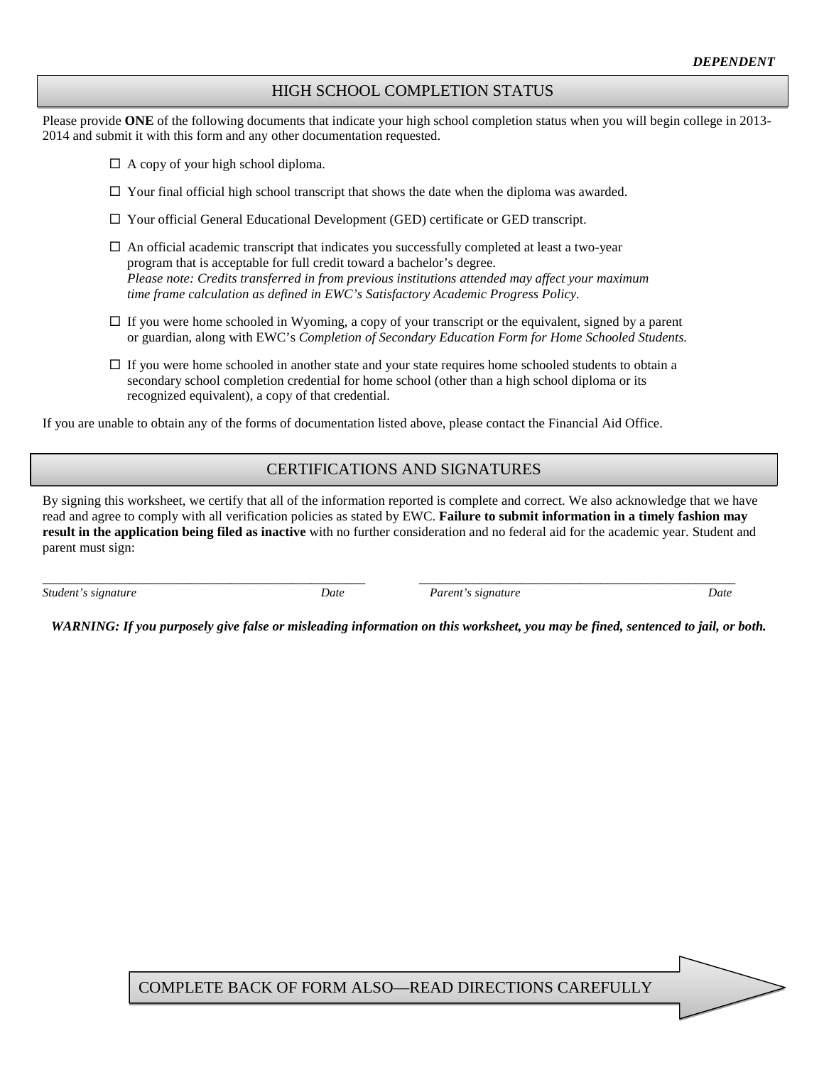***DEPENDENT***

## HIGH SCHOOL COMPLETION STATUS

Please provide **ONE** of the following documents that indicate your high school completion status when you will begin college in 2013-2014 and submit it with this form and any other documentation requested.

- ☐ A copy of your high school diploma.
- ☐ Your final official high school transcript that shows the date when the diploma was awarded.
- ☐ Your official General Educational Development (GED) certificate or GED transcript.
- ☐ An official academic transcript that indicates you successfully completed at least a two-year program that is acceptable for full credit toward a bachelor's degree.
  *Please note: Credits transferred in from previous institutions attended may affect your maximum time frame calculation as defined in EWC's Satisfactory Academic Progress Policy.*
- ☐ If you were home schooled in Wyoming, a copy of your transcript or the equivalent, signed by a parent or guardian, along with EWC's *Completion of Secondary Education Form for Home Schooled Students.*
- ☐ If you were home schooled in another state and your state requires home schooled students to obtain a secondary school completion credential for home school (other than a high school diploma or its recognized equivalent), a copy of that credential.

If you are unable to obtain any of the forms of documentation listed above, please contact the Financial Aid Office.

## CERTIFICATIONS AND SIGNATURES

By signing this worksheet, we certify that all of the information reported is complete and correct. We also acknowledge that we have read and agree to comply with all verification policies as stated by EWC. **Failure to submit information in a timely fashion may result in the application being filed as inactive** with no further consideration and no federal aid for the academic year. Student and parent must sign:

______________________________________________________ ______________________________________________________

*Student's signature* *Date* *Parent's signature* *Date*

***WARNING: If you purposely give false or misleading information on this worksheet, you may be fined, sentenced to jail, or both.***

COMPLETE BACK OF FORM ALSO—READ DIRECTIONS CAREFULLY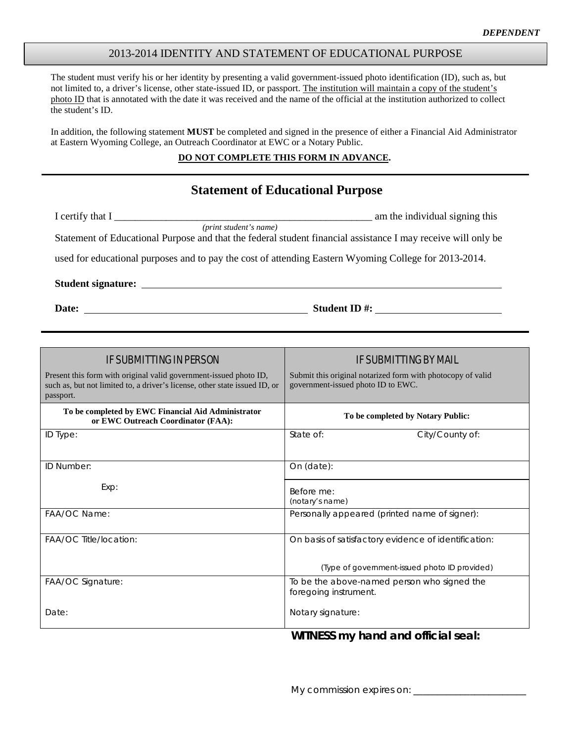*DEPENDENT*

## 2013-2014 IDENTITY AND STATEMENT OF EDUCATIONAL PURPOSE

The student must verify his or her identity by presenting a valid government-issued photo identification (ID), such as, but not limited to, a driver's license, other state-issued ID, or passport. The institution will maintain a copy of the student's photo ID that is annotated with the date it was received and the name of the official at the institution authorized to collect the student's ID.

In addition, the following statement **MUST** be completed and signed in the presence of either a Financial Aid Administrator at Eastern Wyoming College, an Outreach Coordinator at EWC or a Notary Public.

**DO NOT COMPLETE THIS FORM IN ADVANCE.**

---

## Statement of Educational Purpose

I certify that I ____________________________________________________ am the individual signing this
*(print student's name)*
Statement of Educational Purpose and that the federal student financial assistance I may receive will only be used for educational purposes and to pay the cost of attending Eastern Wyoming College for 2013-2014.

**Student signature:** ____________________________________________

**Date:** ______________________________ **Student ID #:** ____________________

---

| IF SUBMITTING IN PERSON | IF SUBMITTING BY MAIL |
|---|---|
| Present this form with original valid government-issued photo ID, such as, but not limited to, a driver's license, other state issued ID, or passport. | Submit this original notarized form with photocopy of valid government-issued photo ID to EWC. |
| **To be completed by EWC Financial Aid Administrator or EWC Outreach Coordinator (FAA):** | **To be completed by Notary Public:** |
| ID Type: | State of: City/County of: |
| ID Number: | On (date): |
| Exp: | Before me: (notary's name) |
| FAA/OC Name: | Personally appeared (printed name of signer): |
| FAA/OC Title/location: | On basis of satisfactory evidence of identification: (Type of government-issued photo ID provided) |
| FAA/OC Signature: Date: | To be the above-named person who signed the foregoing instrument. Notary signature: |

**WITNESS my hand and official seal:**

My commission expires on: ______________________